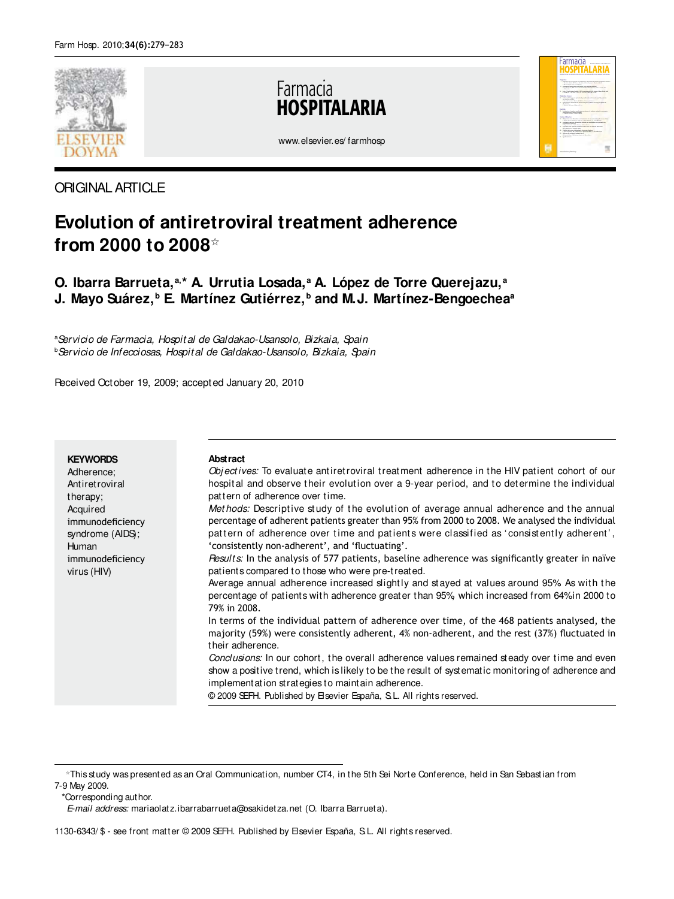ORIGINAL ARTICLE

# Evolution of antiretroviral treatment adherence from 2000 to 2008☆

**O. Ibarra Barrueta,[a,]* A. Urrutia Losada,[a] A. López de Torre Querejazu,[a] J. Mayo Suárez,[b] E. Martínez Gutiérrez,[b] and M.J. Martínez-Bengoechea[a]**

[a]*Servicio de Farmacia, Hospital de Galdakao-Usansolo, Bizkaia, Spain*
[b]*Servicio de Infecciosas, Hospital de Galdakao-Usansolo, Bizkaia, Spain*

Received October 19, 2009; accepted January 20, 2010

**KEYWORDS**
Adherence;
Antiretroviral therapy;
Acquired immunodeficiency syndrome (AIDS);
Human immunodeficiency virus (HIV)

**Abstract**

*Objectives:* To evaluate antiretroviral treatment adherence in the HIV patient cohort of our hospital and observe their evolution over a 9-year period, and to determine the individual pattern of adherence over time.

*Methods:* Descriptive study of the evolution of average annual adherence and the annual percentage of adherent patients greater than 95% from 2000 to 2008. We analysed the individual pattern of adherence over time and patients were classified as 'consistently adherent', 'consistently non-adherent', and 'fluctuating'.

*Results:* In the analysis of 577 patients, baseline adherence was significantly greater in naïve patients compared to those who were pre-treated.

Average annual adherence increased slightly and stayed at values around 95%. As with the percentage of patients with adherence greater than 95%, which increased from 64% in 2000 to 79% in 2008.

In terms of the individual pattern of adherence over time, of the 468 patients analysed, the majority (59%) were consistently adherent, 4% non-adherent, and the rest (37%) fluctuated in their adherence.

*Conclusions:* In our cohort, the overall adherence values remained steady over time and even show a positive trend, which is likely to be the result of systematic monitoring of adherence and implementation strategies to maintain adherence.

© 2009 SEFH. Published by Elsevier España, S.L. All rights reserved.

☆This study was presented as an Oral Communication, number CT4, in the 5th Sei Norte Conference, held in San Sebastian from 7-9 May 2009.

*Corresponding author.

*E-mail address:* mariaolatz.ibarrabarrueta@osakidetza.net (O. Ibarra Barrueta).

1130-6343/$ - see front matter © 2009 SEFH. Published by Elsevier España, S.L. All rights reserved.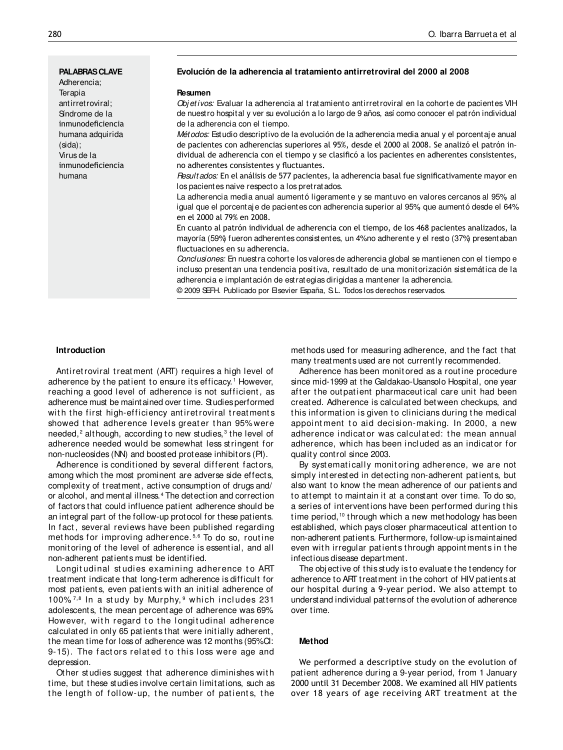**PALABRAS CLAVE**
Adherencia;
Terapia antirretroviral;
Síndrome de la inmunodeficiencia humana adquirida (sida);
Virus de la inmunodeficiencia humana

**Evolución de la adherencia al tratamiento antirretroviral del 2000 al 2008**

**Resumen**

*Objetivos:* Evaluar la adherencia al tratamiento antirretroviral en la cohorte de pacientes VIH de nuestro hospital y ver su evolución a lo largo de 9 años, así como conocer el patrón individual de la adherencia con el tiempo.

*Métodos:* Estudio descriptivo de la evolución de la adherencia media anual y el porcentaje anual de pacientes con adherencias superiores al 95%, desde el 2000 al 2008. Se analizó el patrón individual de adherencia con el tiempo y se clasificó a los pacientes en adherentes consistentes, no adherentes consistentes y fluctuantes.

*Resultados:* En el análisis de 577 pacientes, la adherencia basal fue significativamente mayor en los pacientes naive respecto a los pretratados.

La adherencia media anual aumentó ligeramente y se mantuvo en valores cercanos al 95%, al igual que el porcentaje de pacientes con adherencia superior al 95%, que aumentó desde el 64% en el 2000 al 79% en 2008.

En cuanto al patrón individual de adherencia con el tiempo, de los 468 pacientes analizados, la mayoría (59%) fueron adherentes consistentes, un 4% no adherente y el resto (37%) presentaban fluctuaciones en su adherencia.

*Conclusiones:* En nuestra cohorte los valores de adherencia global se mantienen con el tiempo e incluso presentan una tendencia positiva, resultado de una monitorización sistemática de la adherencia e implantación de estrategias dirigidas a mantener la adherencia.

© 2009 SEFH. Publicado por Elsevier España, S.L. Todos los derechos reservados.

## Introduction

Antiretroviral treatment (ART) requires a high level of adherence by the patient to ensure its efficacy.[1] However, reaching a good level of adherence is not sufficient, as adherence must be maintained over time. Studies performed with the first high-efficiency antiretroviral treatments showed that adherence levels greater than 95% were needed,[2] although, according to new studies,[3] the level of adherence needed would be somewhat less stringent for non-nucleosides (NN) and boosted protease inhibitors (PI).

Adherence is conditioned by several different factors, among which the most prominent are adverse side effects, complexity of treatment, active consumption of drugs and/or alcohol, and mental illness.[4] The detection and correction of factors that could influence patient adherence should be an integral part of the follow-up protocol for these patients. In fact, several reviews have been published regarding methods for improving adherence.[5,6] To do so, routine monitoring of the level of adherence is essential, and all non-adherent patients must be identified.

Longitudinal studies examining adherence to ART treatment indicate that long-term adherence is difficult for most patients, even patients with an initial adherence of 100%.[7,8] In a study by Murphy,[9] which includes 231 adolescents, the mean percentage of adherence was 69%. However, with regard to the longitudinal adherence calculated in only 65 patients that were initially adherent, the mean time for loss of adherence was 12 months (95%CI: 9-15). The factors related to this loss were age and depression.

Other studies suggest that adherence diminishes with time, but these studies involve certain limitations, such as the length of follow-up, the number of patients, the methods used for measuring adherence, and the fact that many treatments used are not currently recommended.

Adherence has been monitored as a routine procedure since mid-1999 at the Galdakao-Usansolo Hospital, one year after the outpatient pharmaceutical care unit had been created. Adherence is calculated between checkups, and this information is given to clinicians during the medical appointment to aid decision-making. In 2000, a new adherence indicator was calculated: the mean annual adherence, which has been included as an indicator for quality control since 2003.

By systematically monitoring adherence, we are not simply interested in detecting non-adherent patients, but also want to know the mean adherence of our patients and to attempt to maintain it at a constant over time. To do so, a series of interventions have been performed during this time period,[10] through which a new methodology has been established, which pays closer pharmaceutical attention to non-adherent patients. Furthermore, follow-up is maintained even with irregular patients through appointments in the infectious disease department.

The objective of this study is to evaluate the tendency for adherence to ART treatment in the cohort of HIV patients at our hospital during a 9-year period. We also attempt to understand individual patterns of the evolution of adherence over time.

## Method

We performed a descriptive study on the evolution of patient adherence during a 9-year period, from 1 January 2000 until 31 December 2008. We examined all HIV patients over 18 years of age receiving ART treatment at the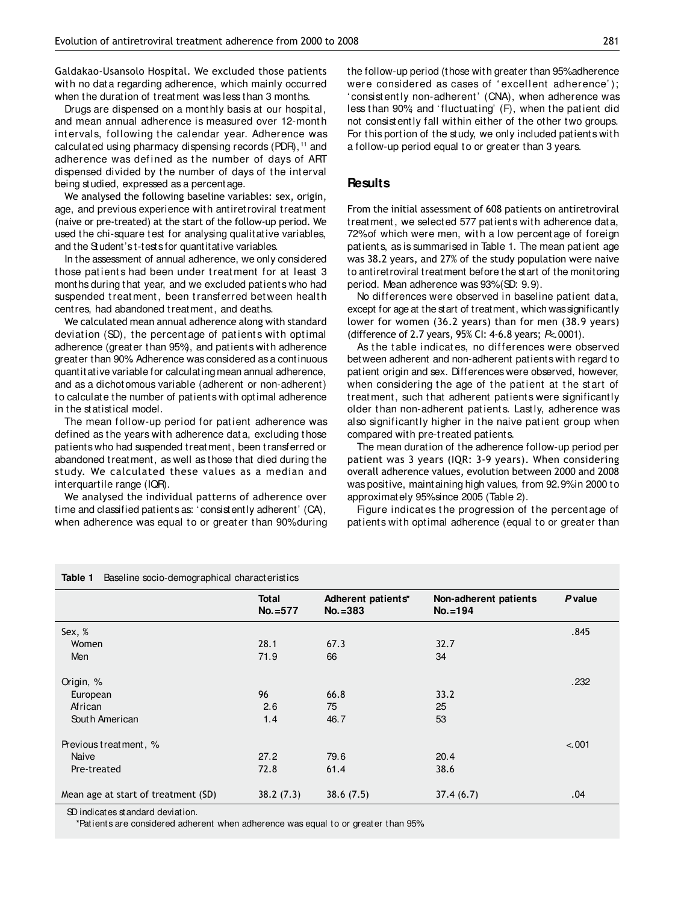Galdakao-Usansolo Hospital. We excluded those patients with no data regarding adherence, which mainly occurred when the duration of treatment was less than 3 months.

Drugs are dispensed on a monthly basis at our hospital, and mean annual adherence is measured over 12-month intervals, following the calendar year. Adherence was calculated using pharmacy dispensing records (PDR),[11] and adherence was defined as the number of days of ART dispensed divided by the number of days of the interval being studied, expressed as a percentage.

We analysed the following baseline variables: sex, origin, age, and previous experience with antiretroviral treatment (naive or pre-treated) at the start of the follow-up period. We used the chi-square test for analysing qualitative variables, and the Student's t-tests for quantitative variables.

In the assessment of annual adherence, we only considered those patients had been under treatment for at least 3 months during that year, and we excluded patients who had suspended treatment, been transferred between health centres, had abandoned treatment, and deaths.

We calculated mean annual adherence along with standard deviation (SD), the percentage of patients with optimal adherence (greater than 95%), and patients with adherence greater than 90%. Adherence was considered as a continuous quantitative variable for calculating mean annual adherence, and as a dichotomous variable (adherent or non-adherent) to calculate the number of patients with optimal adherence in the statistical model.

The mean follow-up period for patient adherence was defined as the years with adherence data, excluding those patients who had suspended treatment, been transferred or abandoned treatment, as well as those that died during the study. We calculated these values as a median and interquartile range (IQR).

We analysed the individual patterns of adherence over time and classified patients as: 'consistently adherent' (CA), when adherence was equal to or greater than 90% during the follow-up period (those with greater than 95% adherence were considered as cases of 'excellent adherence'); 'consistently non-adherent' (CNA), when adherence was less than 90%; and 'fluctuating' (F), when the patient did not consistently fall within either of the other two groups. For this portion of the study, we only included patients with a follow-up period equal to or greater than 3 years.

## Results

From the initial assessment of 608 patients on antiretroviral treatment, we selected 577 patients with adherence data, 72% of which were men, with a low percentage of foreign patients, as is summarised in Table 1. The mean patient age was 38.2 years, and 27% of the study population were naive to antiretroviral treatment before the start of the monitoring period. Mean adherence was 93% (SD: 9.9).

No differences were observed in baseline patient data, except for age at the start of treatment, which was significantly lower for women (36.2 years) than for men (38.9 years) (difference of 2.7 years, 95% CI: 4-6.8 years; $P<.0001$).

As the table indicates, no differences were observed between adherent and non-adherent patients with regard to patient origin and sex. Differences were observed, however, when considering the age of the patient at the start of treatment, such that adherent patients were significantly older than non-adherent patients. Lastly, adherence was also significantly higher in the naive patient group when compared with pre-treated patients.

The mean duration of the adherence follow-up period per patient was 3 years (IQR: 3-9 years). When considering overall adherence values, evolution between 2000 and 2008 was positive, maintaining high values, from 92.9% in 2000 to approximately 95% since 2005 (Table 2).

Figure indicates the progression of the percentage of patients with optimal adherence (equal to or greater than

**Table 1** Baseline socio-demographical characteristics

| | Total No.=577 | Adherent patients* No.=383 | Non-adherent patients No.=194 | *P* value |
|---|---|---|---|---|
| Sex, % | | | | .845 |
| Women | 28.1 | 67.3 | 32.7 | |
| Men | 71.9 | 66 | 34 | |
| Origin, % | | | | .232 |
| European | 96 | 66.8 | 33.2 | |
| African | 2.6 | 75 | 25 | |
| South American | 1.4 | 46.7 | 53 | |
| Previous treatment, % | | | | <.001 |
| Naive | 27.2 | 79.6 | 20.4 | |
| Pre-treated | 72.8 | 61.4 | 38.6 | |
| Mean age at start of treatment (SD) | 38.2 (7.3) | 38.6 (7.5) | 37.4 (6.7) | .04 |

SD indicates standard deviation.

*Patients are considered adherent when adherence was equal to or greater than 95%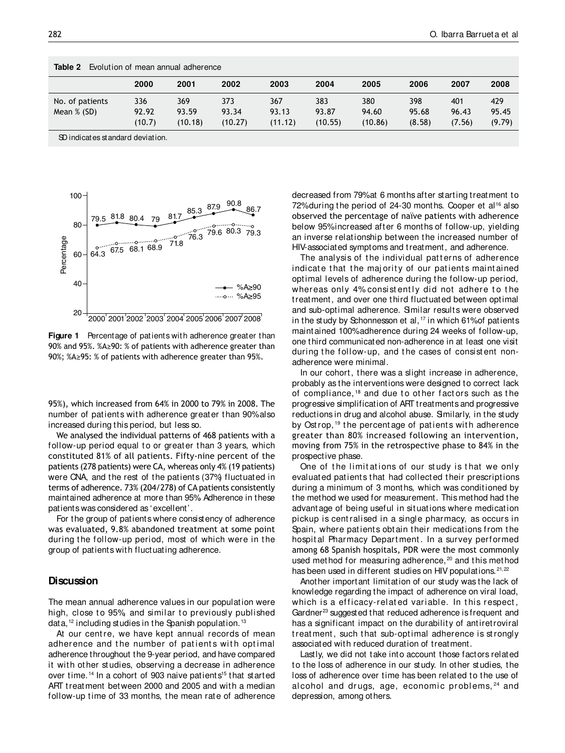**Table 2** Evolution of mean annual adherence

| | 2000 | 2001 | 2002 | 2003 | 2004 | 2005 | 2006 | 2007 | 2008 |
|---|---|---|---|---|---|---|---|---|---|
| No. of patients | 336 | 369 | 373 | 367 | 383 | 380 | 398 | 401 | 429 |
| Mean % (SD) | 92.92 (10.7) | 93.59 (10.18) | 93.34 (10.27) | 93.13 (11.12) | 93.87 (10.55) | 94.60 (10.86) | 95.68 (8.58) | 96.43 (7.56) | 95.45 (9.79) |

SD indicates standard deviation.

100
80
60
40
20
Percentage
79.5 81.8 80.4 79 81.7 85.3 87.9 90.8 86.7
64.3 67.5 68.1 68.9 71.8 76.3 79.6 80.3 79.3
%A≥90
%A≥95
2000 2001 2002 2003 2004 2005 2006 2007 2008

**Figure 1** Percentage of patients with adherence greater than 90% and 95%. %A≥90: % of patients with adherence greater than 90%; %A≥95: % of patients with adherence greater than 95%.

95%), which increased from 64% in 2000 to 79% in 2008. The number of patients with adherence greater than 90% also increased during this period, but less so.

We analysed the individual patterns of 468 patients with a follow-up period equal to or greater than 3 years, which constituted 81% of all patients. Fifty-nine percent of the patients (278 patients) were CA, whereas only 4% (19 patients) were CNA, and the rest of the patients (37%) fluctuated in terms of adherence. 73% (204/278) of CA patients consistently maintained adherence at more than 95%. Adherence in these patients was considered as 'excellent'.

For the group of patients where consistency of adherence was evaluated, 9.8% abandoned treatment at some point during the follow-up period, most of which were in the group of patients with fluctuating adherence.

## Discussion

The mean annual adherence values in our population were high, close to 95%, and similar to previously published data,[12] including studies in the Spanish population.[13]

At our centre, we have kept annual records of mean adherence and the number of patients with optimal adherence throughout the 9-year period, and have compared it with other studies, observing a decrease in adherence over time.[14] In a cohort of 903 naive patients[15] that started ART treatment between 2000 and 2005 and with a median follow-up time of 33 months, the mean rate of adherence decreased from 79% at 6 months after starting treatment to 72% during the period of 24-30 months. Cooper et al[16] also observed the percentage of naïve patients with adherence below 95% increased after 6 months of follow-up, yielding an inverse relationship between the increased number of HIV-associated symptoms and treatment, and adherence.

The analysis of the individual patterns of adherence indicate that the majority of our patients maintained optimal levels of adherence during the follow-up period, whereas only 4% consistently did not adhere to the treatment, and over one third fluctuated between optimal and sub-optimal adherence. Similar results were observed in the study by Schonnesson et al,[17] in which 61% of patients maintained 100% adherence during 24 weeks of follow-up, one third communicated non-adherence in at least one visit during the follow-up, and the cases of consistent non-adherence were minimal.

In our cohort, there was a slight increase in adherence, probably as the interventions were designed to correct lack of compliance,[18] and due to other factors such as the progressive simplification of ART treatments and progressive reductions in drug and alcohol abuse. Similarly, in the study by Ostrop,[19] the percentage of patients with adherence greater than 80% increased following an intervention, moving from 75% in the retrospective phase to 84% in the prospective phase.

One of the limitations of our study is that we only evaluated patients that had collected their prescriptions during a minimum of 3 months, which was conditioned by the method we used for measurement. This method had the advantage of being useful in situations where medication pickup is centralised in a single pharmacy, as occurs in Spain, where patients obtain their medications from the hospital Pharmacy Department. In a survey performed among 68 Spanish hospitals, PDR were the most commonly used method for measuring adherence,[20] and this method has been used in different studies on HIV populations.[21,22]

Another important limitation of our study was the lack of knowledge regarding the impact of adherence on viral load, which is a efficacy-related variable. In this respect, Gardner[23] suggested that reduced adherence is frequent and has a significant impact on the durability of antiretroviral treatment, such that sub-optimal adherence is strongly associated with reduced duration of treatment.

Lastly, we did not take into account those factors related to the loss of adherence in our study. In other studies, the loss of adherence over time has been related to the use of alcohol and drugs, age, economic problems,[24] and depression, among others.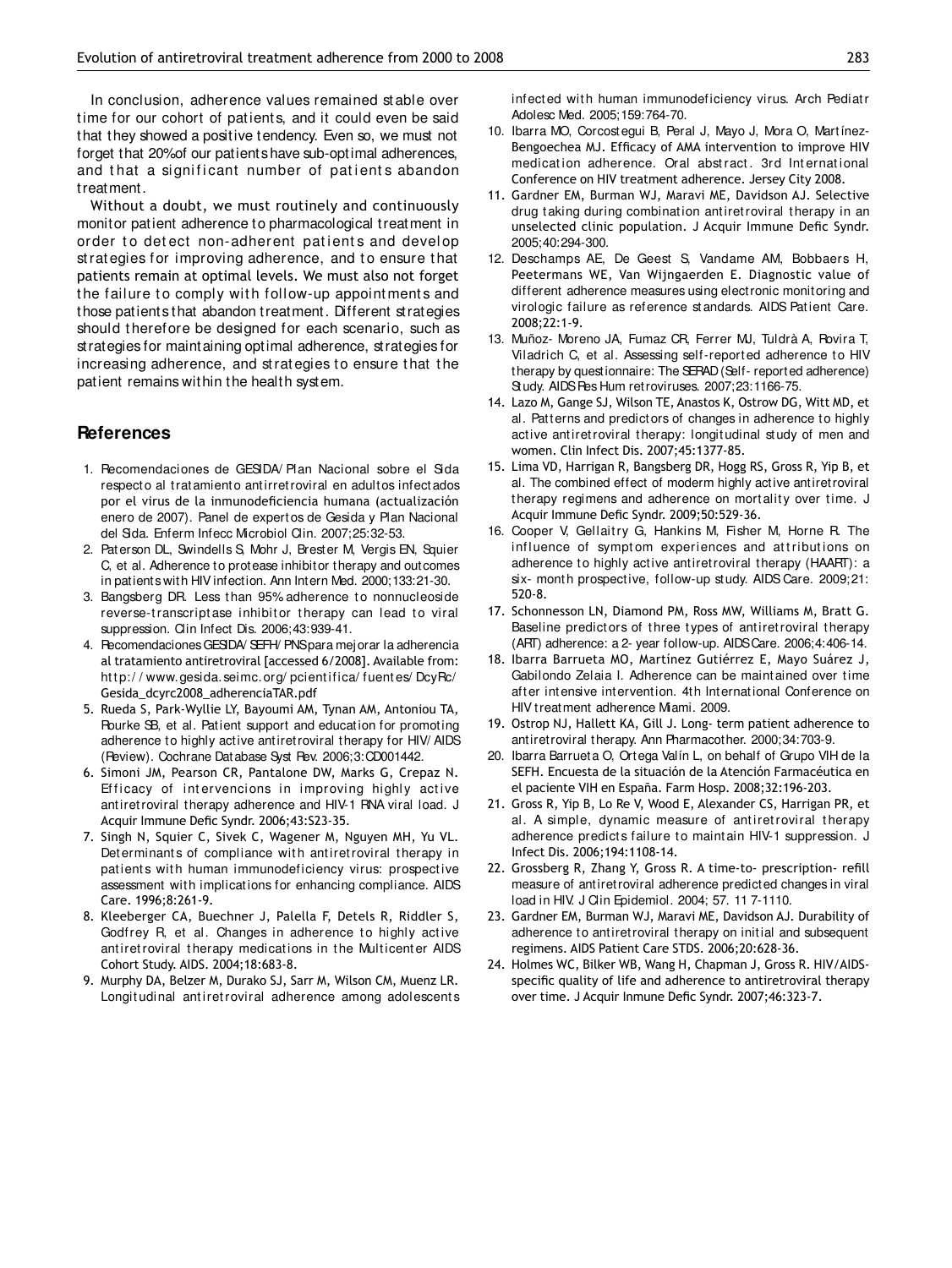In conclusion, adherence values remained stable over time for our cohort of patients, and it could even be said that they showed a positive tendency. Even so, we must not forget that 20% of our patients have sub-optimal adherences, and that a significant number of patients abandon treatment.

Without a doubt, we must routinely and continuously monitor patient adherence to pharmacological treatment in order to detect non-adherent patients and develop strategies for improving adherence, and to ensure that patients remain at optimal levels. We must also not forget the failure to comply with follow-up appointments and those patients that abandon treatment. Different strategies should therefore be designed for each scenario, such as strategies for maintaining optimal adherence, strategies for increasing adherence, and strategies to ensure that the patient remains within the health system.

## References

1. Recomendaciones de GESIDA/Plan Nacional sobre el Sida respecto al tratamiento antirretroviral en adultos infectados por el virus de la inmunodeficiencia humana (actualización enero de 2007). Panel de expertos de Gesida y Plan Nacional del Sida. Enferm Infecc Microbiol Clin. 2007;25:32-53.
2. Paterson DL, Swindells S, Mohr J, Brester M, Vergis EN, Squier C, et al. Adherence to protease inhibitor therapy and outcomes in patients with HIV infection. Ann Intern Med. 2000;133:21-30.
3. Bangsberg DR. Less than 95% adherence to nonnucleoside reverse-transcriptase inhibitor therapy can lead to viral suppression. Clin Infect Dis. 2006;43:939-41.
4. Recomendaciones GESIDA/SEFH/PNS para mejorar la adherencia al tratamiento antiretroviral [accessed 6/2008]. Available from: http://www.gesida.seimc.org/pcientifica/fuentes/DcyRc/Gesida_dcyrc2008_adherenciaTAR.pdf
5. Rueda S, Park-Wyllie LY, Bayoumi AM, Tynan AM, Antoniou TA, Rourke SB, et al. Patient support and education for promoting adherence to highly active antiretroviral therapy for HIV/AIDS (Review). Cochrane Database Syst Rev. 2006;3:CD001442.
6. Simoni JM, Pearson CR, Pantalone DW, Marks G, Crepaz N. Efficacy of intervencions in improving highly active antiretroviral therapy adherence and HIV-1 RNA viral load. J Acquir Immune Defic Syndr. 2006;43:S23-35.
7. Singh N, Squier C, Sivek C, Wagener M, Nguyen MH, Yu VL. Determinants of compliance with antiretroviral therapy in patients with human immunodeficiency virus: prospective assessment with implications for enhancing compliance. AIDS Care. 1996;8:261-9.
8. Kleeberger CA, Buechner J, Palella F, Detels R, Riddler S, Godfrey R, et al. Changes in adherence to highly active antiretroviral therapy medications in the Multicenter AIDS Cohort Study. AIDS. 2004;18:683-8.
9. Murphy DA, Belzer M, Durako SJ, Sarr M, Wilson CM, Muenz LR. Longitudinal antiretroviral adherence among adolescents infected with human immunodeficiency virus. Arch Pediatr Adolesc Med. 2005;159:764-70.
10. Ibarra MO, Corcostegui B, Peral J, Mayo J, Mora O, Martínez-Bengoechea MJ. Efficacy of AMA intervention to improve HIV medication adherence. Oral abstract. 3rd International Conference on HIV treatment adherence. Jersey City 2008.
11. Gardner EM, Burman WJ, Maravi ME, Davidson AJ. Selective drug taking during combination antiretroviral therapy in an unselected clinic population. J Acquir Immune Defic Syndr. 2005;40:294-300.
12. Deschamps AE, De Geest S, Vandame AM, Bobbaers H, Peetermans WE, Van Wijngaerden E. Diagnostic value of different adherence measures using electronic monitoring and virologic failure as reference standards. AIDS Patient Care. 2008;22:1-9.
13. Muñoz- Moreno JA, Fumaz CR, Ferrer MJ, Tuldrà A, Rovira T, Viladrich C, et al. Assessing self-reported adherence to HIV therapy by questionnaire: The SERAD (Self- reported adherence) Study. AIDS Res Hum retroviruses. 2007;23:1166-75.
14. Lazo M, Gange SJ, Wilson TE, Anastos K, Ostrow DG, Witt MD, et al. Patterns and predictors of changes in adherence to highly active antiretroviral therapy: longitudinal study of men and women. Clin Infect Dis. 2007;45:1377-85.
15. Lima VD, Harrigan R, Bangsberg DR, Hogg RS, Gross R, Yip B, et al. The combined effect of moderm highly active antiretroviral therapy regimens and adherence on mortality over time. J Acquir Immune Defic Syndr. 2009;50:529-36.
16. Cooper V, Gellaitry G, Hankins M, Fisher M, Horne R. The influence of symptom experiences and attributions on adherence to highly active antiretroviral therapy (HAART): a six- month prospective, follow-up study. AIDS Care. 2009;21: 520-8.
17. Schonnesson LN, Diamond PM, Ross MW, Williams M, Bratt G. Baseline predictors of three types of antiretroviral therapy (ART) adherence: a 2- year follow-up. AIDS Care. 2006;4:406-14.
18. Ibarra Barrueta MO, Martínez Gutiérrez E, Mayo Suárez J, Gabilondo Zelaia I. Adherence can be maintained over time after intensive intervention. 4th International Conference on HIV treatment adherence Miami. 2009.
19. Ostrop NJ, Hallett KA, Gill J. Long- term patient adherence to antiretroviral therapy. Ann Pharmacother. 2000;34:703-9.
20. Ibarra Barrueta O, Ortega Valín L, on behalf of Grupo VIH de la SEFH. Encuesta de la situación de la Atención Farmacéutica en el paciente VIH en España. Farm Hosp. 2008;32:196-203.
21. Gross R, Yip B, Lo Re V, Wood E, Alexander CS, Harrigan PR, et al. A simple, dynamic measure of antiretroviral therapy adherence predicts failure to maintain HIV-1 suppression. J Infect Dis. 2006;194:1108-14.
22. Grossberg R, Zhang Y, Gross R. A time-to- prescription- refill measure of antiretroviral adherence predicted changes in viral load in HIV. J Clin Epidemiol. 2004; 57. 11 7-1110.
23. Gardner EM, Burman WJ, Maravi ME, Davidson AJ. Durability of adherence to antiretroviral therapy on initial and subsequent regimens. AIDS Patient Care STDS. 2006;20:628-36.
24. Holmes WC, Bilker WB, Wang H, Chapman J, Gross R. HIV/AIDS-specific quality of life and adherence to antiretroviral therapy over time. J Acquir Inmune Defic Syndr. 2007;46:323-7.